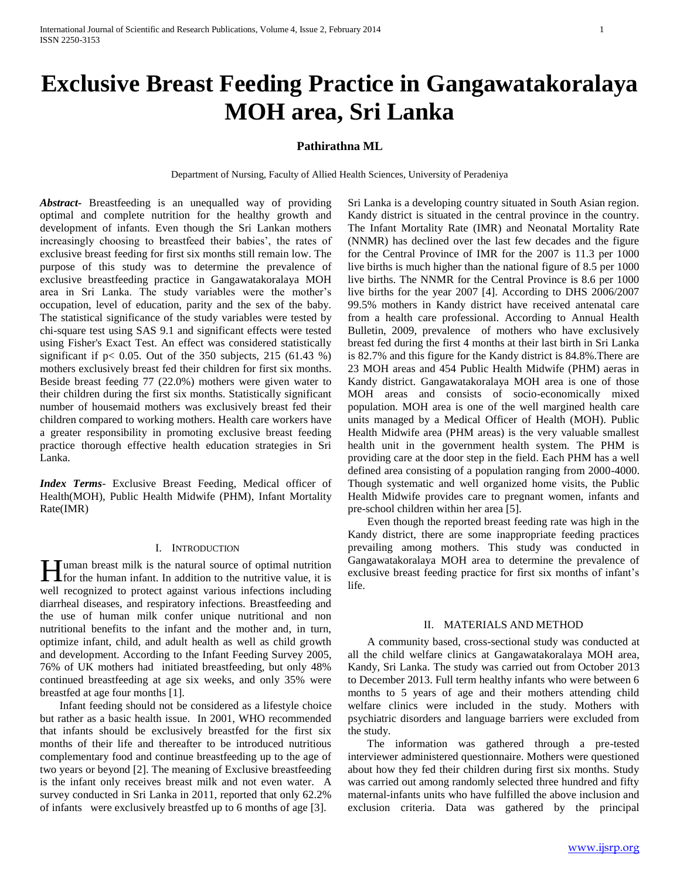# Exclusive Breast Feeding Practice in Gangawatakoralaya MOH area, Sri Lanka

**Pathirathna ML**

Department of Nursing, Faculty of Allied Health Sciences, University of Peradeniya

***Abstract-*** Breastfeeding is an unequalled way of providing optimal and complete nutrition for the healthy growth and development of infants. Even though the Sri Lankan mothers increasingly choosing to breastfeed their babies', the rates of exclusive breast feeding for first six months still remain low. The purpose of this study was to determine the prevalence of exclusive breastfeeding practice in Gangawatakoralaya MOH area in Sri Lanka. The study variables were the mother's occupation, level of education, parity and the sex of the baby. The statistical significance of the study variables were tested by chi-square test using SAS 9.1 and significant effects were tested using Fisher's Exact Test. An effect was considered statistically significant if $p < 0.05$. Out of the 350 subjects, 215 (61.43 %) mothers exclusively breast fed their children for first six months. Beside breast feeding 77 (22.0%) mothers were given water to their children during the first six months. Statistically significant number of housemaid mothers was exclusively breast fed their children compared to working mothers. Health care workers have a greater responsibility in promoting exclusive breast feeding practice thorough effective health education strategies in Sri Lanka.

***Index Terms-*** Exclusive Breast Feeding, Medical officer of Health(MOH), Public Health Midwife (PHM), Infant Mortality Rate(IMR)

## I. Introduction

Human breast milk is the natural source of optimal nutrition for the human infant. In addition to the nutritive value, it is well recognized to protect against various infections including diarrheal diseases, and respiratory infections. Breastfeeding and the use of human milk confer unique nutritional and non nutritional benefits to the infant and the mother and, in turn, optimize infant, child, and adult health as well as child growth and development. According to the Infant Feeding Survey 2005, 76% of UK mothers had initiated breastfeeding, but only 48% continued breastfeeding at age six weeks, and only 35% were breastfed at age four months [1].

Infant feeding should not be considered as a lifestyle choice but rather as a basic health issue. In 2001, WHO recommended that infants should be exclusively breastfed for the first six months of their life and thereafter to be introduced nutritious complementary food and continue breastfeeding up to the age of two years or beyond [2]. The meaning of Exclusive breastfeeding is the infant only receives breast milk and not even water. A survey conducted in Sri Lanka in 2011, reported that only 62.2% of infants were exclusively breastfed up to 6 months of age [3].

Sri Lanka is a developing country situated in South Asian region. Kandy district is situated in the central province in the country. The Infant Mortality Rate (IMR) and Neonatal Mortality Rate (NNMR) has declined over the last few decades and the figure for the Central Province of IMR for the 2007 is 11.3 per 1000 live births is much higher than the national figure of 8.5 per 1000 live births. The NNMR for the Central Province is 8.6 per 1000 live births for the year 2007 [4]. According to DHS 2006/2007 99.5% mothers in Kandy district have received antenatal care from a health care professional. According to Annual Health Bulletin, 2009, prevalence of mothers who have exclusively breast fed during the first 4 months at their last birth in Sri Lanka is 82.7% and this figure for the Kandy district is 84.8%.There are 23 MOH areas and 454 Public Health Midwife (PHM) aeras in Kandy district. Gangawatakoralaya MOH area is one of those MOH areas and consists of socio-economically mixed population. MOH area is one of the well margined health care units managed by a Medical Officer of Health (MOH). Public Health Midwife area (PHM areas) is the very valuable smallest health unit in the government health system. The PHM is providing care at the door step in the field. Each PHM has a well defined area consisting of a population ranging from 2000-4000. Though systematic and well organized home visits, the Public Health Midwife provides care to pregnant women, infants and pre-school children within her area [5].

Even though the reported breast feeding rate was high in the Kandy district, there are some inappropriate feeding practices prevailing among mothers. This study was conducted in Gangawatakoralaya MOH area to determine the prevalence of exclusive breast feeding practice for first six months of infant's life.

## II. Materials and Method

A community based, cross-sectional study was conducted at all the child welfare clinics at Gangawatakoralaya MOH area, Kandy, Sri Lanka. The study was carried out from October 2013 to December 2013. Full term healthy infants who were between 6 months to 5 years of age and their mothers attending child welfare clinics were included in the study. Mothers with psychiatric disorders and language barriers were excluded from the study.

The information was gathered through a pre-tested interviewer administered questionnaire. Mothers were questioned about how they fed their children during first six months. Study was carried out among randomly selected three hundred and fifty maternal-infants units who have fulfilled the above inclusion and exclusion criteria. Data was gathered by the principal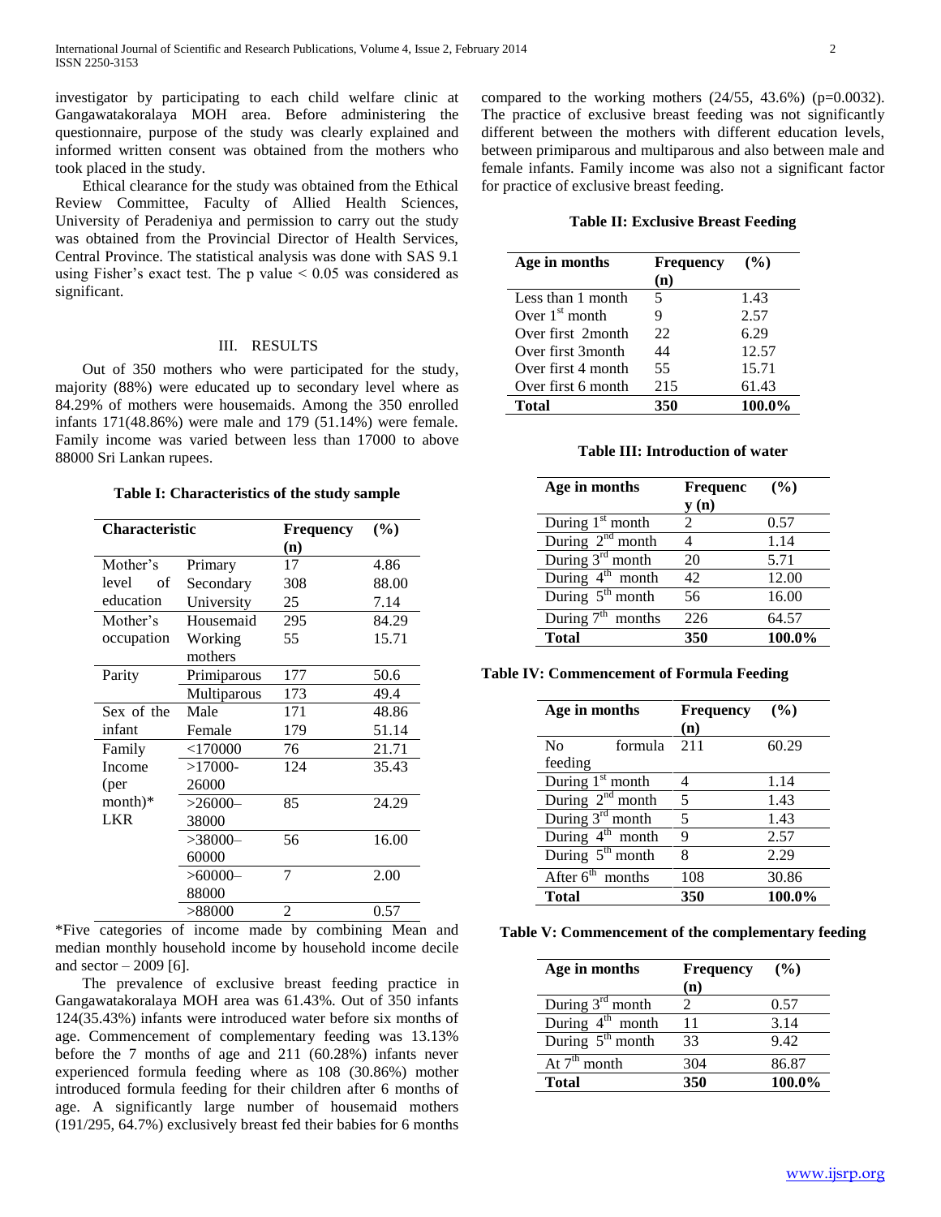investigator by participating to each child welfare clinic at Gangawatakoralaya MOH area. Before administering the questionnaire, purpose of the study was clearly explained and informed written consent was obtained from the mothers who took placed in the study.

Ethical clearance for the study was obtained from the Ethical Review Committee, Faculty of Allied Health Sciences, University of Peradeniya and permission to carry out the study was obtained from the Provincial Director of Health Services, Central Province. The statistical analysis was done with SAS 9.1 using Fisher's exact test. The p value $< 0.05$ was considered as significant.

## III. RESULTS

Out of 350 mothers who were participated for the study, majority (88%) were educated up to secondary level where as 84.29% of mothers were housemaids. Among the 350 enrolled infants 171(48.86%) were male and 179 (51.14%) were female. Family income was varied between less than 17000 to above 88000 Sri Lankan rupees.

**Table I: Characteristics of the study sample**

| Characteristic | | Frequency (n) | (%) |
|---|---|---|---|
| Mother's level of education | Primary | 17 | 4.86 |
| | Secondary | 308 | 88.00 |
| | University | 25 | 7.14 |
| Mother's occupation | Housemaid | 295 | 84.29 |
| | Working mothers | 55 | 15.71 |
| Parity | Primiparous | 177 | 50.6 |
| | Multiparous | 173 | 49.4 |
| Sex of the infant | Male | 171 | 48.86 |
| | Female | 179 | 51.14 |
| Family Income (per month)* LKR | <170000 | 76 | 21.71 |
| | >17000-26000 | 124 | 35.43 |
| | >26000–38000 | 85 | 24.29 |
| | >38000–60000 | 56 | 16.00 |
| | >60000–88000 | 7 | 2.00 |
| | >88000 | 2 | 0.57 |

*Five categories of income made by combining Mean and median monthly household income by household income decile and sector – 2009 [6].

The prevalence of exclusive breast feeding practice in Gangawatakoralaya MOH area was 61.43%. Out of 350 infants 124(35.43%) infants were introduced water before six months of age. Commencement of complementary feeding was 13.13% before the 7 months of age and 211 (60.28%) infants never experienced formula feeding where as 108 (30.86%) mother introduced formula feeding for their children after 6 months of age. A significantly large number of housemaid mothers (191/295, 64.7%) exclusively breast fed their babies for 6 months compared to the working mothers (24/55, 43.6%) (p=0.0032). The practice of exclusive breast feeding was not significantly different between the mothers with different education levels, between primiparous and multiparous and also between male and female infants. Family income was also not a significant factor for practice of exclusive breast feeding.

**Table II: Exclusive Breast Feeding**

| Age in months | Frequency (n) | (%) |
|---|---|---|
| Less than 1 month | 5 | 1.43 |
| Over 1st month | 9 | 2.57 |
| Over first 2month | 22 | 6.29 |
| Over first 3month | 44 | 12.57 |
| Over first 4 month | 55 | 15.71 |
| Over first 6 month | 215 | 61.43 |
| **Total** | **350** | **100.0%** |

**Table III: Introduction of water**

| Age in months | Frequency (n) | (%) |
|---|---|---|
| During 1st month | 2 | 0.57 |
| During 2nd month | 4 | 1.14 |
| During 3rd month | 20 | 5.71 |
| During 4th month | 42 | 12.00 |
| During 5th month | 56 | 16.00 |
| During 7th months | 226 | 64.57 |
| **Total** | **350** | **100.0%** |

**Table IV: Commencement of Formula Feeding**

| Age in months | Frequency (n) | (%) |
|---|---|---|
| No formula feeding | 211 | 60.29 |
| During 1st month | 4 | 1.14 |
| During 2nd month | 5 | 1.43 |
| During 3rd month | 5 | 1.43 |
| During 4th month | 9 | 2.57 |
| During 5th month | 8 | 2.29 |
| After 6th months | 108 | 30.86 |
| **Total** | **350** | **100.0%** |

**Table V: Commencement of the complementary feeding**

| Age in months | Frequency (n) | (%) |
|---|---|---|
| During 3rd month | 2 | 0.57 |
| During 4th month | 11 | 3.14 |
| During 5th month | 33 | 9.42 |
| At 7th month | 304 | 86.87 |
| **Total** | **350** | **100.0%** |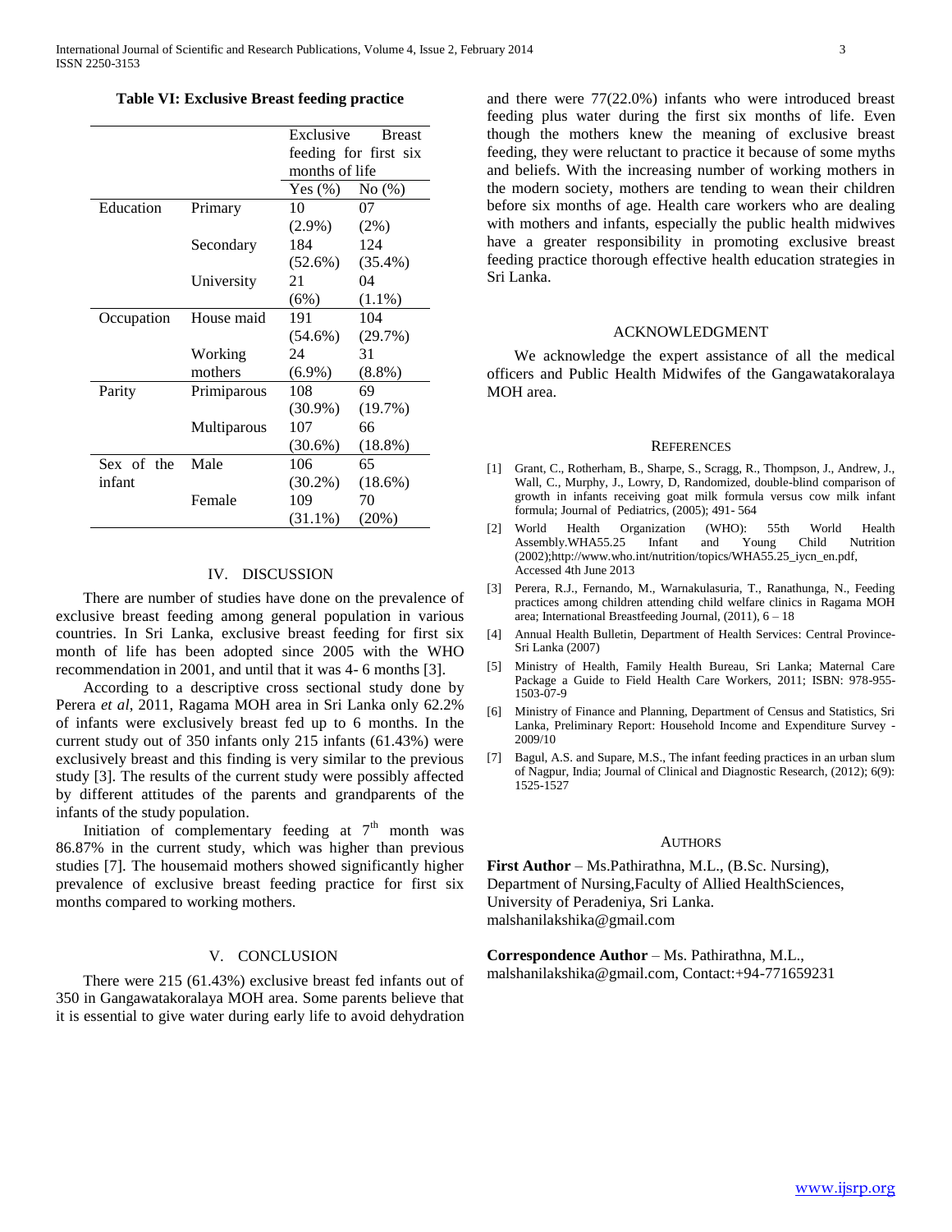**Table VI: Exclusive Breast feeding practice**

| | | Exclusive Breast feeding for first six months of life | |
|---|---|---|---|
| | | Yes (%) | No (%) |
| Education | Primary | 10 (2.9%) | 07 (2%) |
| | Secondary | 184 (52.6%) | 124 (35.4%) |
| | University | 21 (6%) | 04 (1.1%) |
| Occupation | House maid | 191 (54.6%) | 104 (29.7%) |
| | Working mothers | 24 (6.9%) | 31 (8.8%) |
| Parity | Primiparous | 108 (30.9%) | 69 (19.7%) |
| | Multiparous | 107 (30.6%) | 66 (18.8%) |
| Sex of the infant | Male | 106 (30.2%) | 65 (18.6%) |
| | Female | 109 (31.1%) | 70 (20%) |

## IV. DISCUSSION

There are number of studies have done on the prevalence of exclusive breast feeding among general population in various countries. In Sri Lanka, exclusive breast feeding for first six month of life has been adopted since 2005 with the WHO recommendation in 2001, and until that it was 4- 6 months [3].

According to a descriptive cross sectional study done by Perera *et al*, 2011, Ragama MOH area in Sri Lanka only 62.2% of infants were exclusively breast fed up to 6 months. In the current study out of 350 infants only 215 infants (61.43%) were exclusively breast and this finding is very similar to the previous study [3]. The results of the current study were possibly affected by different attitudes of the parents and grandparents of the infants of the study population.

Initiation of complementary feeding at $7^{th}$ month was 86.87% in the current study, which was higher than previous studies [7]. The housemaid mothers showed significantly higher prevalence of exclusive breast feeding practice for first six months compared to working mothers.

## V. CONCLUSION

There were 215 (61.43%) exclusive breast fed infants out of 350 in Gangawatakoralaya MOH area. Some parents believe that it is essential to give water during early life to avoid dehydration and there were 77(22.0%) infants who were introduced breast feeding plus water during the first six months of life. Even though the mothers knew the meaning of exclusive breast feeding, they were reluctant to practice it because of some myths and beliefs. With the increasing number of working mothers in the modern society, mothers are tending to wean their children before six months of age. Health care workers who are dealing with mothers and infants, especially the public health midwives have a greater responsibility in promoting exclusive breast feeding practice thorough effective health education strategies in Sri Lanka.

## ACKNOWLEDGMENT

We acknowledge the expert assistance of all the medical officers and Public Health Midwifes of the Gangawatakoralaya MOH area.

## REFERENCES

[1] Grant, C., Rotherham, B., Sharpe, S., Scragg, R., Thompson, J., Andrew, J., Wall, C., Murphy, J., Lowry, D, Randomized, double-blind comparison of growth in infants receiving goat milk formula versus cow milk infant formula; Journal of Pediatrics, (2005); 491- 564

[2] World Health Organization (WHO): 55th World Health Assembly.WHA55.25 Infant and Young Child Nutrition (2002);http://www.who.int/nutrition/topics/WHA55.25_iycn_en.pdf, Accessed 4th June 2013

[3] Perera, R.J., Fernando, M., Warnakulasuria, T., Ranathunga, N., Feeding practices among children attending child welfare clinics in Ragama MOH area; International Breastfeeding Journal, (2011), 6 – 18

[4] Annual Health Bulletin, Department of Health Services: Central Province- Sri Lanka (2007)

[5] Ministry of Health, Family Health Bureau, Sri Lanka; Maternal Care Package a Guide to Field Health Care Workers, 2011; ISBN: 978-955-1503-07-9

[6] Ministry of Finance and Planning, Department of Census and Statistics, Sri Lanka, Preliminary Report: Household Income and Expenditure Survey - 2009/10

[7] Bagul, A.S. and Supare, M.S., The infant feeding practices in an urban slum of Nagpur, India; Journal of Clinical and Diagnostic Research, (2012); 6(9): 1525-1527

## AUTHORS

**First Author** – Ms.Pathirathna, M.L., (B.Sc. Nursing), Department of Nursing,Faculty of Allied HealthSciences, University of Peradeniya, Sri Lanka. malshanilakshika@gmail.com

**Correspondence Author** – Ms. Pathirathna, M.L., malshanilakshika@gmail.com, Contact:+94-771659231